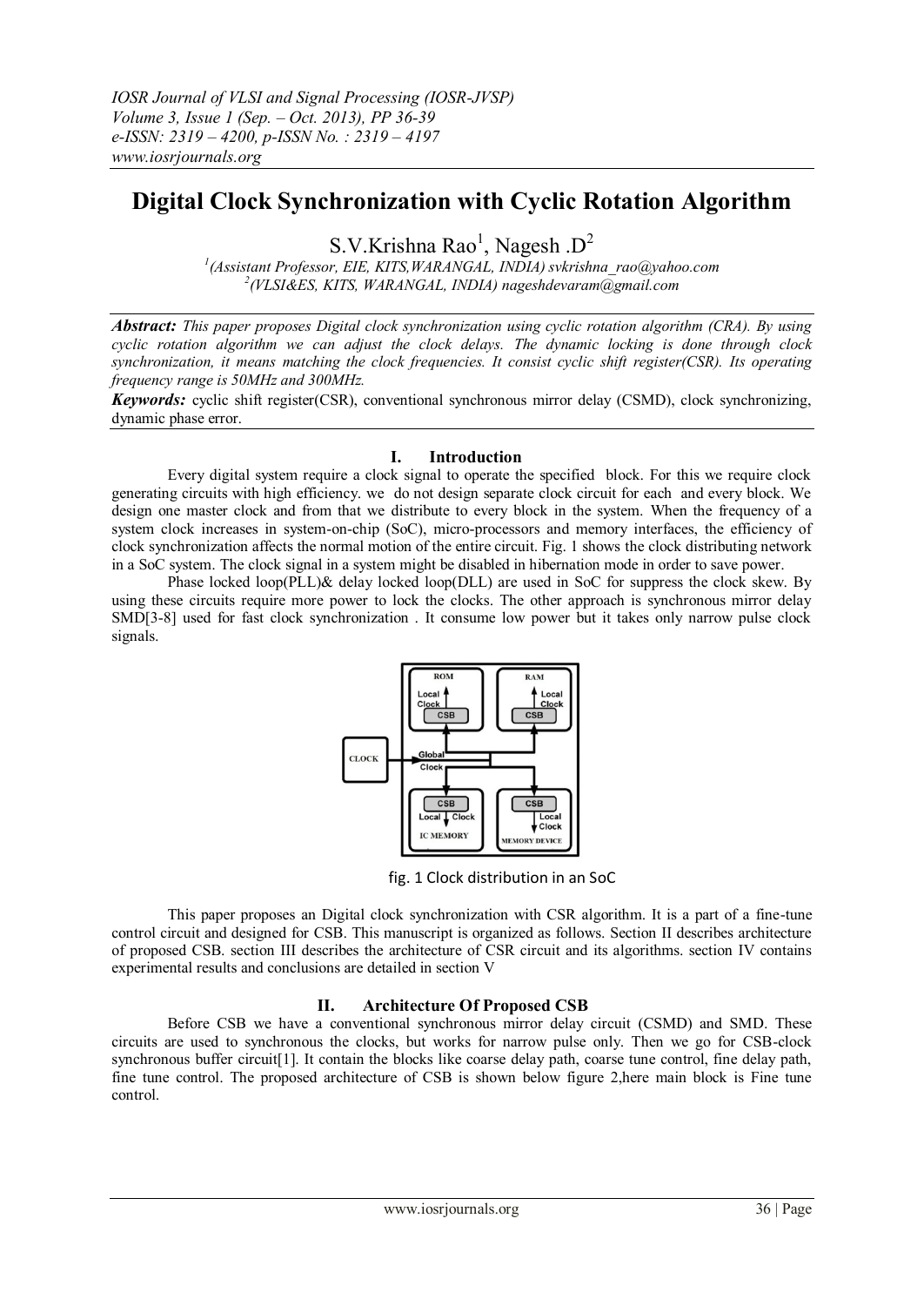# Digital Clock Synchronization with Cyclic Rotation Algorithm

S.V.Krishna Rao[1], Nagesh .D[2]

[1](Assistant Professor, EIE, KITS,WARANGAL, INDIA) svkrishna_rao@yahoo.com
[2](VLSI&ES, KITS, WARANGAL, INDIA) nageshdevaram@gmail.com

***Abstract:*** *This paper proposes Digital clock synchronization using cyclic rotation algorithm (CRA). By using cyclic rotation algorithm we can adjust the clock delays. The dynamic locking is done through clock synchronization, it means matching the clock frequencies. It consist cyclic shift register(CSR). Its operating frequency range is 50MHz and 300MHz.*

***Keywords:*** cyclic shift register(CSR), conventional synchronous mirror delay (CSMD), clock synchronizing, dynamic phase error.

## I. Introduction

Every digital system require a clock signal to operate the specified block. For this we require clock generating circuits with high efficiency. we do not design separate clock circuit for each and every block. We design one master clock and from that we distribute to every block in the system. When the frequency of a system clock increases in system-on-chip (SoC), micro-processors and memory interfaces, the efficiency of clock synchronization affects the normal motion of the entire circuit. Fig. 1 shows the clock distributing network in a SoC system. The clock signal in a system might be disabled in hibernation mode in order to save power.

Phase locked loop(PLL)& delay locked loop(DLL) are used in SoC for suppress the clock skew. By using these circuits require more power to lock the clocks. The other approach is synchronous mirror delay SMD[3-8] used for fast clock synchronization . It consume low power but it takes only narrow pulse clock signals.

fig. 1 Clock distribution in an SoC

This paper proposes an Digital clock synchronization with CSR algorithm. It is a part of a fine-tune control circuit and designed for CSB. This manuscript is organized as follows. Section II describes architecture of proposed CSB. section III describes the architecture of CSR circuit and its algorithms. section IV contains experimental results and conclusions are detailed in section V

## II. Architecture Of Proposed CSB

Before CSB we have a conventional synchronous mirror delay circuit (CSMD) and SMD. These circuits are used to synchronous the clocks, but works for narrow pulse only. Then we go for CSB-clock synchronous buffer circuit[1]. It contain the blocks like coarse delay path, coarse tune control, fine delay path, fine tune control. The proposed architecture of CSB is shown below figure 2,here main block is Fine tune control.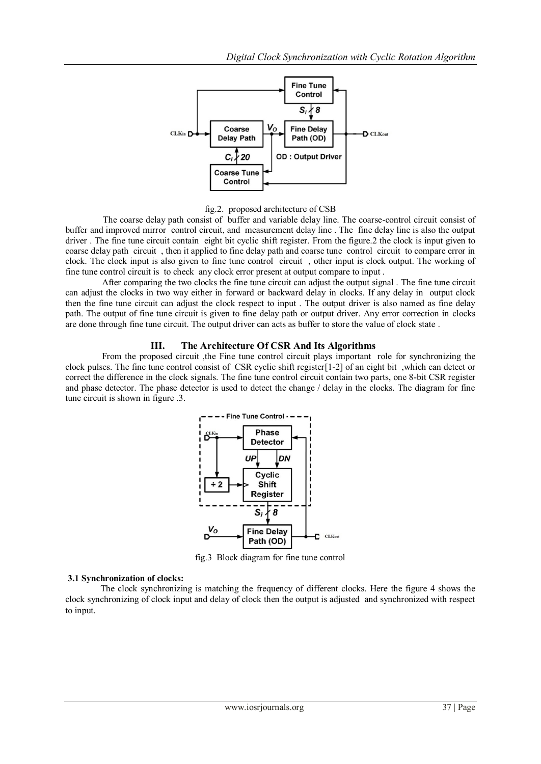CLKin
Fine Tune Control
$S_i$ 8
Coarse Delay Path
$V_O$
Fine Delay Path (OD)
CLKout
$C_i$ 20
OD : Output Driver
Coarse Tune Control

fig.2. proposed architecture of CSB

The coarse delay path consist of buffer and variable delay line. The coarse-control circuit consist of buffer and improved mirror control circuit, and measurement delay line . The fine delay line is also the output driver . The fine tune circuit contain eight bit cyclic shift register. From the figure.2 the clock is input given to coarse delay path circuit , then it applied to fine delay path and coarse tune control circuit to compare error in clock. The clock input is also given to fine tune control circuit , other input is clock output. The working of fine tune control circuit is to check any clock error present at output compare to input .

After comparing the two clocks the fine tune circuit can adjust the output signal . The fine tune circuit can adjust the clocks in two way either in forward or backward delay in clocks. If any delay in output clock then the fine tune circuit can adjust the clock respect to input . The output driver is also named as fine delay path. The output of fine tune circuit is given to fine delay path or output driver. Any error correction in clocks are done through fine tune circuit. The output driver can acts as buffer to store the value of clock state .

## III. The Architecture Of CSR And Its Algorithms

From the proposed circuit ,the Fine tune control circuit plays important role for synchronizing the clock pulses. The fine tune control consist of CSR cyclic shift register[1-2] of an eight bit ,which can detect or correct the difference in the clock signals. The fine tune control circuit contain two parts, one 8-bit CSR register and phase detector. The phase detector is used to detect the change / delay in the clocks. The diagram for fine tune circuit is shown in figure .3.

Fine Tune Control
CLKin
Phase Detector
UP
DN
÷ 2
Cyclic Shift Register
$S_i$ 8
$V_O$
Fine Delay Path (OD)
CLKout

fig.3 Block diagram for fine tune control

### 3.1 Synchronization of clocks:

The clock synchronizing is matching the frequency of different clocks. Here the figure 4 shows the clock synchronizing of clock input and delay of clock then the output is adjusted and synchronized with respect to input.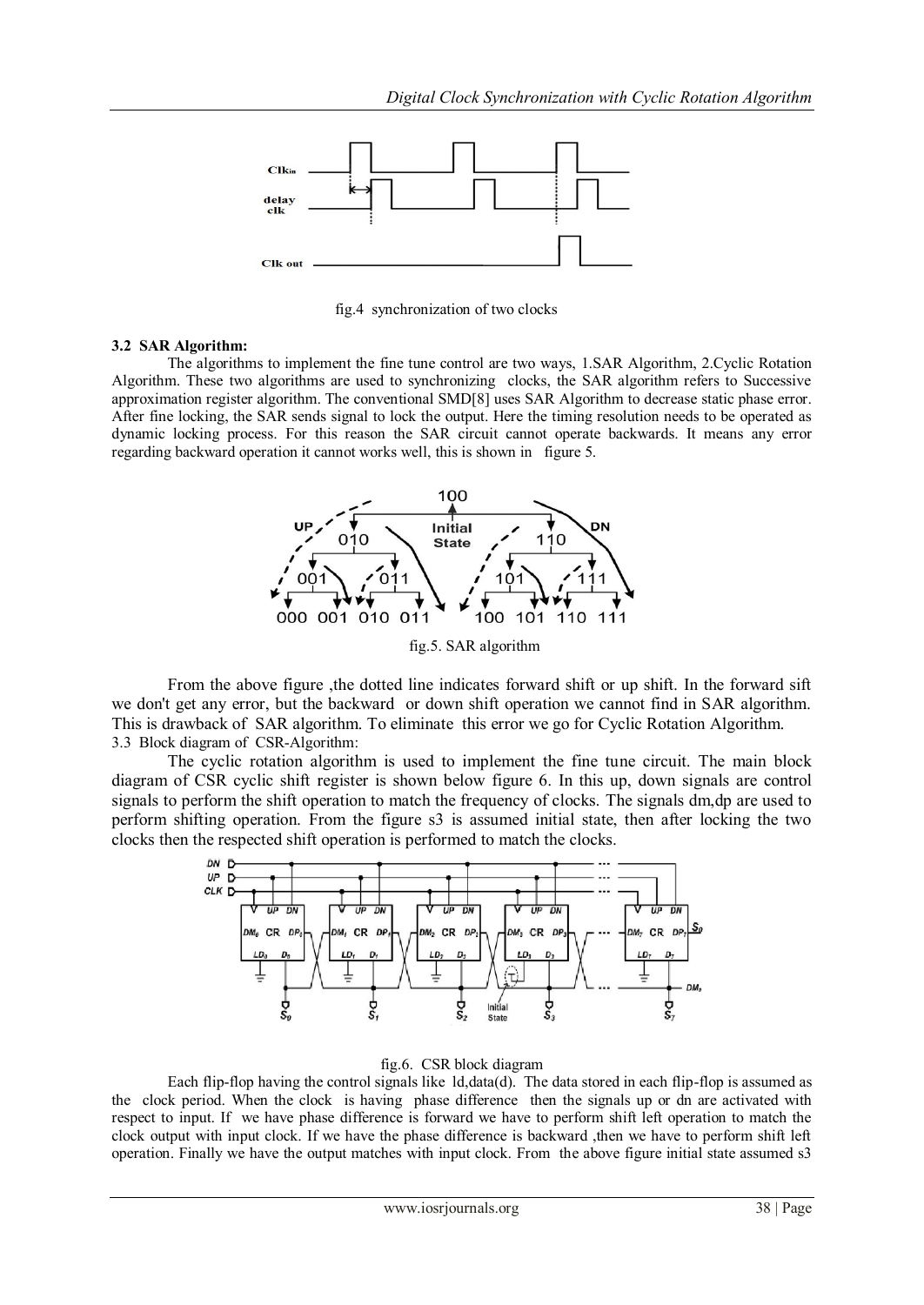Clk_in

delay clk

Clk out

fig.4 synchronization of two clocks

### 3.2 SAR Algorithm:

The algorithms to implement the fine tune control are two ways, 1.SAR Algorithm, 2.Cyclic Rotation Algorithm. These two algorithms are used to synchronizing clocks, the SAR algorithm refers to Successive approximation register algorithm. The conventional SMD[8] uses SAR Algorithm to decrease static phase error. After fine locking, the SAR sends signal to lock the output. Here the timing resolution needs to be operated as dynamic locking process. For this reason the SAR circuit cannot operate backwards. It means any error regarding backward operation it cannot works well, this is shown in figure 5.

100

Initial State

UP

DN

010

110

001

011

101

111

000 001 010 011

100 101 110 111

fig.5. SAR algorithm

From the above figure ,the dotted line indicates forward shift or up shift. In the forward sift we don't get any error, but the backward or down shift operation we cannot find in SAR algorithm. This is drawback of SAR algorithm. To eliminate this error we go for Cyclic Rotation Algorithm.

3.3 Block diagram of CSR-Algorithm:

The cyclic rotation algorithm is used to implement the fine tune circuit. The main block diagram of CSR cyclic shift register is shown below figure 6. In this up, down signals are control signals to perform the shift operation to match the frequency of clocks. The signals dm,dp are used to perform shifting operation. From the figure s3 is assumed initial state, then after locking the two clocks then the respected shift operation is performed to match the clocks.

DN

UP

CLK

UP DN

$DM_0$ CR $DP_0$

$LD_0$ $D_0$

$DM_1$ CR $DP_1$

$LD_1$ $D_1$

$DM_2$ CR $DP_2$

$LD_2$ $D_2$

$DM_3$ CR $DP_3$

$LD_3$ $D_3$

$DM_7$ CR $DP_7$

$LD_7$ $D_7$

$S_0$

$DM_0$

$S_0$ $S_1$ $S_2$ $S_3$ $S_7$

Initial State

fig.6. CSR block diagram

Each flip-flop having the control signals like ld,data(d). The data stored in each flip-flop is assumed as the clock period. When the clock is having phase difference then the signals up or dn are activated with respect to input. If we have phase difference is forward we have to perform shift left operation to match the clock output with input clock. If we have the phase difference is backward ,then we have to perform shift left operation. Finally we have the output matches with input clock. From the above figure initial state assumed s3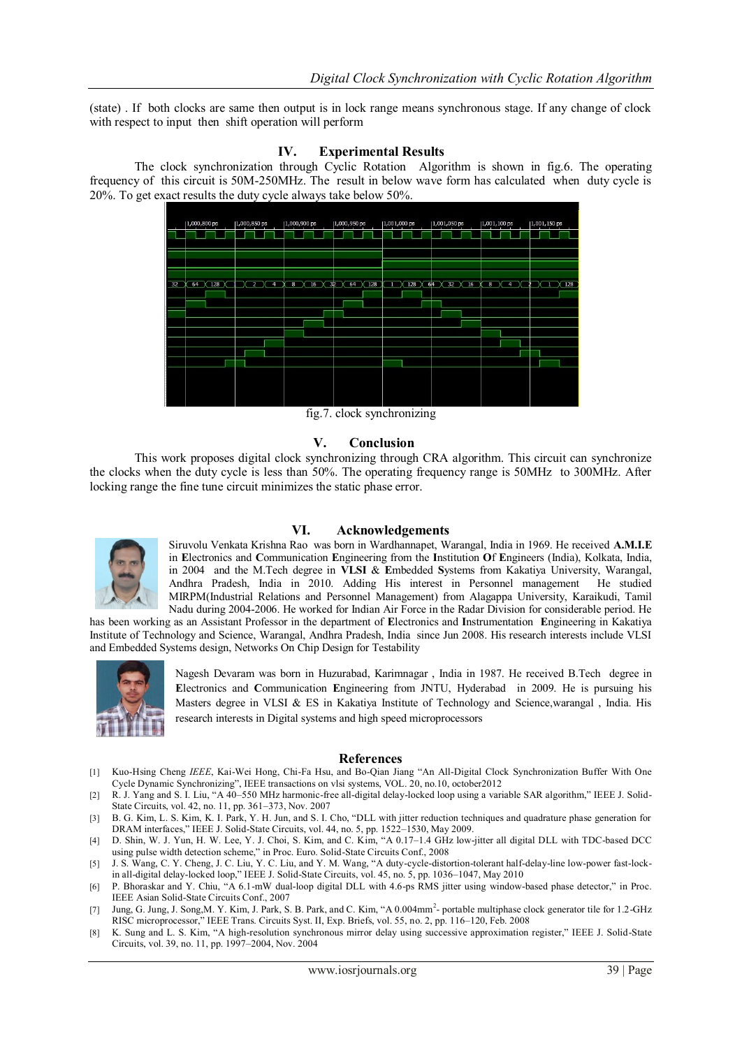(state) . If both clocks are same then output is in lock range means synchronous stage. If any change of clock with respect to input then shift operation will perform

## IV. Experimental Results

The clock synchronization through Cyclic Rotation Algorithm is shown in fig.6. The operating frequency of this circuit is 50M-250MHz. The result in below wave form has calculated when duty cycle is 20%. To get exact results the duty cycle always take below 50%.

1,000,800 ps
1,000,850 ps
1,000,900 ps
1,000,950 ps
1,001,000 ps
1,001,050 ps
1,001,100 ps
1,001,150 ps
32 64 128 2 4 8 16 32 64 128 1 128 64 32 16 8 4 2 1 128

fig.7. clock synchronizing

## V. Conclusion

This work proposes digital clock synchronizing through CRA algorithm. This circuit can synchronize the clocks when the duty cycle is less than 50%. The operating frequency range is 50MHz to 300MHz. After locking range the fine tune circuit minimizes the static phase error.

## VI. Acknowledgements

Siruvolu Venkata Krishna Rao was born in Wardhannapet, Warangal, India in 1969. He received **A.M.I.E** in **E**lectronics and **C**ommunication **E**ngineering from the **I**nstitution **O**f **E**ngineers (India), Kolkata, India, in 2004 and the M.Tech degree in **VLSI** & **E**mbedded **S**ystems from Kakatiya University, Warangal, Andhra Pradesh, India in 2010. Adding His interest in Personnel management He studied MIRPM(Industrial Relations and Personnel Management) from Alagappa University, Karaikudi, Tamil Nadu during 2004-2006. He worked for Indian Air Force in the Radar Division for considerable period. He has been working as an Assistant Professor in the department of **E**lectronics and **I**nstrumentation **E**ngineering in Kakatiya Institute of Technology and Science, Warangal, Andhra Pradesh, India since Jun 2008. His research interests include VLSI and Embedded Systems design, Networks On Chip Design for Testability

Nagesh Devaram was born in Huzurabad, Karimnagar , India in 1987. He received B.Tech degree in **E**lectronics and **C**ommunication **E**ngineering from JNTU, Hyderabad in 2009. He is pursuing his Masters degree in VLSI & ES in Kakatiya Institute of Technology and Science,warangal , India. His research interests in Digital systems and high speed microprocessors

## References

[1] Kuo-Hsing Cheng *IEEE*, Kai-Wei Hong, Chi-Fa Hsu, and Bo-Qian Jiang "An All-Digital Clock Synchronization Buffer With One Cycle Dynamic Synchronizing", IEEE transactions on vlsi systems, VOL. 20, no.10, october2012

[2] R. J. Yang and S. I. Liu, "A 40–550 MHz harmonic-free all-digital delay-locked loop using a variable SAR algorithm," IEEE J. Solid-State Circuits, vol. 42, no. 11, pp. 361–373, Nov. 2007

[3] B. G. Kim, L. S. Kim, K. I. Park, Y. H. Jun, and S. I. Cho, "DLL with jitter reduction techniques and quadrature phase generation for DRAM interfaces," IEEE J. Solid-State Circuits, vol. 44, no. 5, pp. 1522–1530, May 2009.

[4] D. Shin, W. J. Yun, H. W. Lee, Y. J. Choi, S. Kim, and C. Kim, "A 0.17–1.4 GHz low-jitter all digital DLL with TDC-based DCC using pulse width detection scheme," in Proc. Euro. Solid-State Circuits Conf., 2008

[5] J. S. Wang, C. Y. Cheng, J. C. Liu, Y. C. Liu, and Y. M. Wang, "A duty-cycle-distortion-tolerant half-delay-line low-power fast-lock-in all-digital delay-locked loop," IEEE J. Solid-State Circuits, vol. 45, no. 5, pp. 1036–1047, May 2010

[6] P. Bhoraskar and Y. Chiu, "A 6.1-mW dual-loop digital DLL with 4.6-ps RMS jitter using window-based phase detector," in Proc. IEEE Asian Solid-State Circuits Conf., 2007

[7] Jung, G. Jung, J. Song,M. Y. Kim, J. Park, S. B. Park, and C. Kim, "A 0.004mm$^2$- portable multiphase clock generator tile for 1.2-GHz RISC microprocessor," IEEE Trans. Circuits Syst. II, Exp. Briefs, vol. 55, no. 2, pp. 116–120, Feb. 2008

[8] K. Sung and L. S. Kim, "A high-resolution synchronous mirror delay using successive approximation register," IEEE J. Solid-State Circuits, vol. 39, no. 11, pp. 1997–2004, Nov. 2004